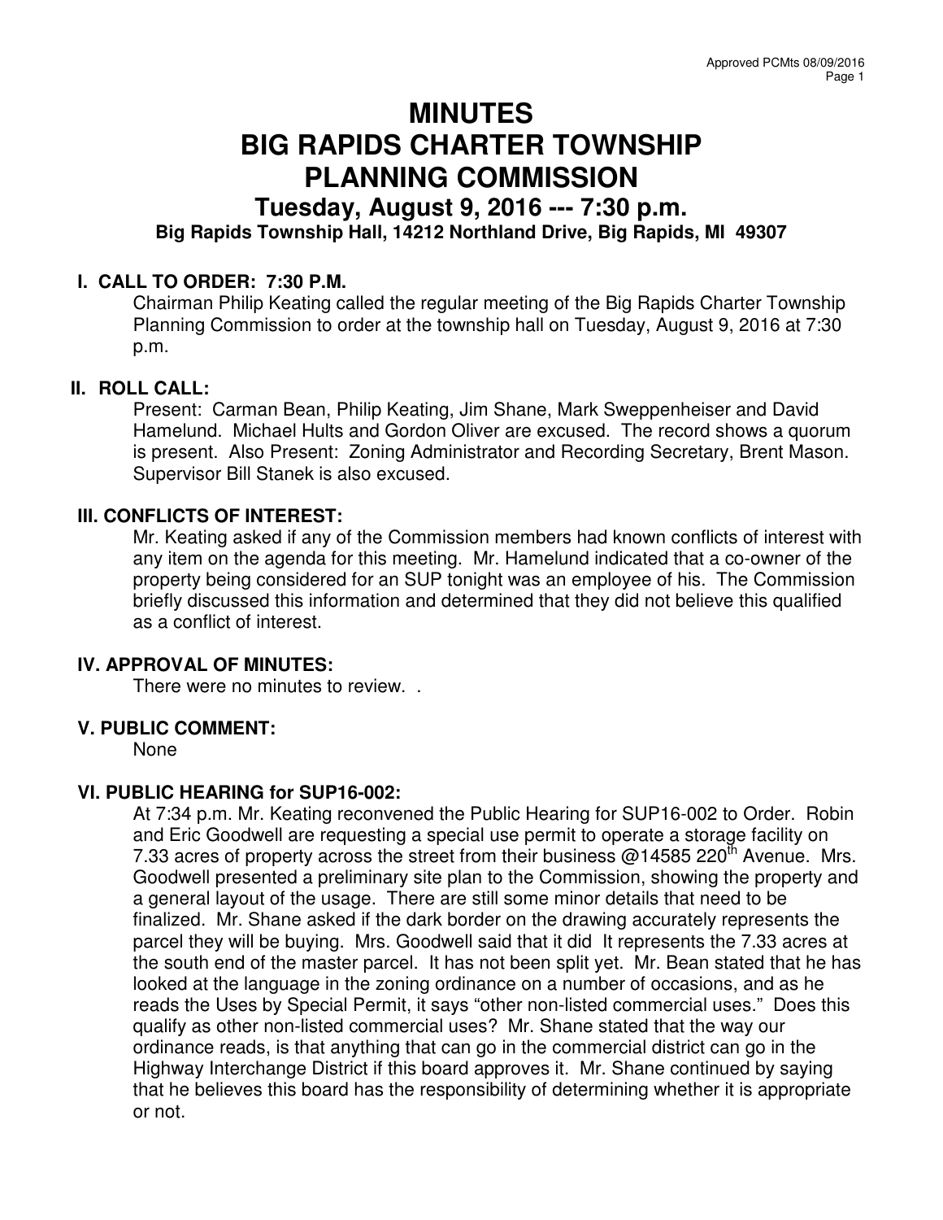# MINUTES
# BIG RAPIDS CHARTER TOWNSHIP
# PLANNING COMMISSION

## Tuesday, August 9, 2016 --- 7:30 p.m.

**Big Rapids Township Hall, 14212 Northland Drive, Big Rapids, MI 49307**

### I. CALL TO ORDER: 7:30 P.M.

Chairman Philip Keating called the regular meeting of the Big Rapids Charter Township Planning Commission to order at the township hall on Tuesday, August 9, 2016 at 7:30 p.m.

### II. ROLL CALL:

Present: Carman Bean, Philip Keating, Jim Shane, Mark Sweppenheiser and David Hamelund. Michael Hults and Gordon Oliver are excused. The record shows a quorum is present. Also Present: Zoning Administrator and Recording Secretary, Brent Mason. Supervisor Bill Stanek is also excused.

### III. CONFLICTS OF INTEREST:

Mr. Keating asked if any of the Commission members had known conflicts of interest with any item on the agenda for this meeting. Mr. Hamelund indicated that a co-owner of the property being considered for an SUP tonight was an employee of his. The Commission briefly discussed this information and determined that they did not believe this qualified as a conflict of interest.

### IV. APPROVAL OF MINUTES:

There were no minutes to review. .

### V. PUBLIC COMMENT:

None

### VI. PUBLIC HEARING for SUP16-002:

At 7:34 p.m. Mr. Keating reconvened the Public Hearing for SUP16-002 to Order. Robin and Eric Goodwell are requesting a special use permit to operate a storage facility on 7.33 acres of property across the street from their business @14585 220th Avenue. Mrs. Goodwell presented a preliminary site plan to the Commission, showing the property and a general layout of the usage. There are still some minor details that need to be finalized. Mr. Shane asked if the dark border on the drawing accurately represents the parcel they will be buying. Mrs. Goodwell said that it did It represents the 7.33 acres at the south end of the master parcel. It has not been split yet. Mr. Bean stated that he has looked at the language in the zoning ordinance on a number of occasions, and as he reads the Uses by Special Permit, it says "other non-listed commercial uses." Does this qualify as other non-listed commercial uses? Mr. Shane stated that the way our ordinance reads, is that anything that can go in the commercial district can go in the Highway Interchange District if this board approves it. Mr. Shane continued by saying that he believes this board has the responsibility of determining whether it is appropriate or not.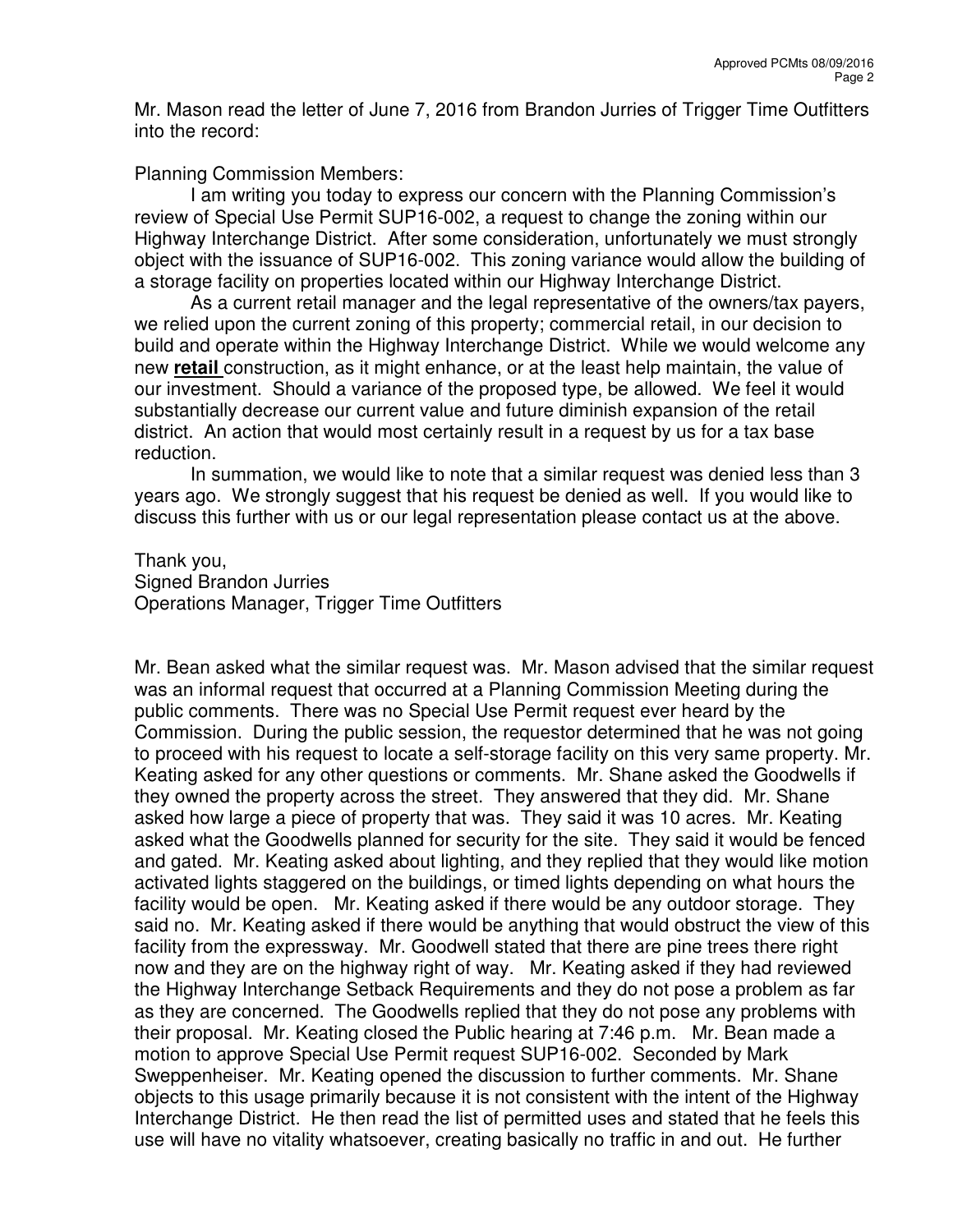Mr. Mason read the letter of June 7, 2016 from Brandon Jurries of Trigger Time Outfitters into the record:

Planning Commission Members:

I am writing you today to express our concern with the Planning Commission's review of Special Use Permit SUP16-002, a request to change the zoning within our Highway Interchange District. After some consideration, unfortunately we must strongly object with the issuance of SUP16-002. This zoning variance would allow the building of a storage facility on properties located within our Highway Interchange District.

As a current retail manager and the legal representative of the owners/tax payers, we relied upon the current zoning of this property; commercial retail, in our decision to build and operate within the Highway Interchange District. While we would welcome any new **retail** construction, as it might enhance, or at the least help maintain, the value of our investment. Should a variance of the proposed type, be allowed. We feel it would substantially decrease our current value and future diminish expansion of the retail district. An action that would most certainly result in a request by us for a tax base reduction.

In summation, we would like to note that a similar request was denied less than 3 years ago. We strongly suggest that his request be denied as well. If you would like to discuss this further with us or our legal representation please contact us at the above.

Thank you,
Signed Brandon Jurries
Operations Manager, Trigger Time Outfitters

Mr. Bean asked what the similar request was. Mr. Mason advised that the similar request was an informal request that occurred at a Planning Commission Meeting during the public comments. There was no Special Use Permit request ever heard by the Commission. During the public session, the requestor determined that he was not going to proceed with his request to locate a self-storage facility on this very same property. Mr. Keating asked for any other questions or comments. Mr. Shane asked the Goodwells if they owned the property across the street. They answered that they did. Mr. Shane asked how large a piece of property that was. They said it was 10 acres. Mr. Keating asked what the Goodwells planned for security for the site. They said it would be fenced and gated. Mr. Keating asked about lighting, and they replied that they would like motion activated lights staggered on the buildings, or timed lights depending on what hours the facility would be open. Mr. Keating asked if there would be any outdoor storage. They said no. Mr. Keating asked if there would be anything that would obstruct the view of this facility from the expressway. Mr. Goodwell stated that there are pine trees there right now and they are on the highway right of way. Mr. Keating asked if they had reviewed the Highway Interchange Setback Requirements and they do not pose a problem as far as they are concerned. The Goodwells replied that they do not pose any problems with their proposal. Mr. Keating closed the Public hearing at 7:46 p.m. Mr. Bean made a motion to approve Special Use Permit request SUP16-002. Seconded by Mark Sweppenheiser. Mr. Keating opened the discussion to further comments. Mr. Shane objects to this usage primarily because it is not consistent with the intent of the Highway Interchange District. He then read the list of permitted uses and stated that he feels this use will have no vitality whatsoever, creating basically no traffic in and out. He further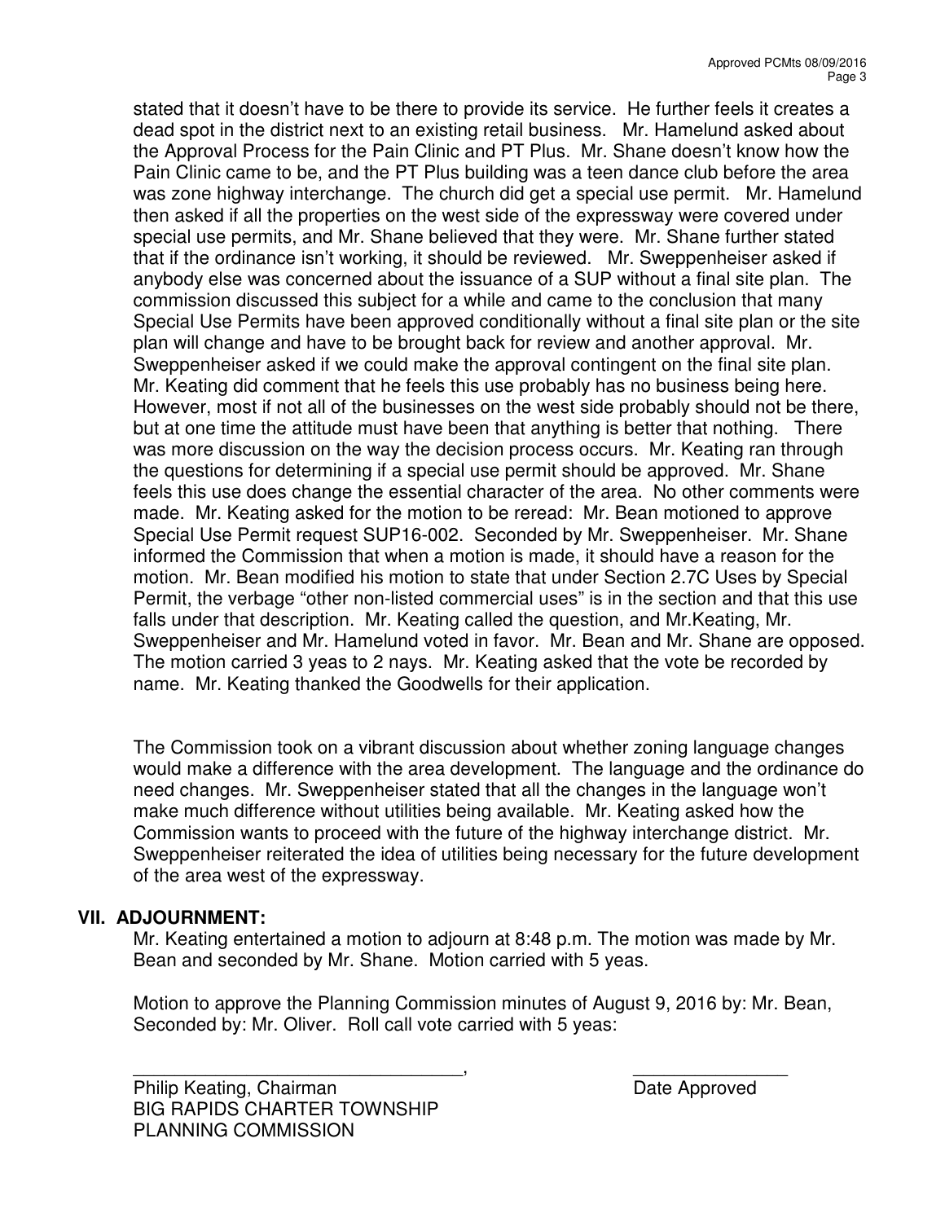stated that it doesn't have to be there to provide its service. He further feels it creates a dead spot in the district next to an existing retail business. Mr. Hamelund asked about the Approval Process for the Pain Clinic and PT Plus. Mr. Shane doesn't know how the Pain Clinic came to be, and the PT Plus building was a teen dance club before the area was zone highway interchange. The church did get a special use permit. Mr. Hamelund then asked if all the properties on the west side of the expressway were covered under special use permits, and Mr. Shane believed that they were. Mr. Shane further stated that if the ordinance isn't working, it should be reviewed. Mr. Sweppenheiser asked if anybody else was concerned about the issuance of a SUP without a final site plan. The commission discussed this subject for a while and came to the conclusion that many Special Use Permits have been approved conditionally without a final site plan or the site plan will change and have to be brought back for review and another approval. Mr. Sweppenheiser asked if we could make the approval contingent on the final site plan. Mr. Keating did comment that he feels this use probably has no business being here. However, most if not all of the businesses on the west side probably should not be there, but at one time the attitude must have been that anything is better that nothing. There was more discussion on the way the decision process occurs. Mr. Keating ran through the questions for determining if a special use permit should be approved. Mr. Shane feels this use does change the essential character of the area. No other comments were made. Mr. Keating asked for the motion to be reread: Mr. Bean motioned to approve Special Use Permit request SUP16-002. Seconded by Mr. Sweppenheiser. Mr. Shane informed the Commission that when a motion is made, it should have a reason for the motion. Mr. Bean modified his motion to state that under Section 2.7C Uses by Special Permit, the verbage "other non-listed commercial uses" is in the section and that this use falls under that description. Mr. Keating called the question, and Mr.Keating, Mr. Sweppenheiser and Mr. Hamelund voted in favor. Mr. Bean and Mr. Shane are opposed. The motion carried 3 yeas to 2 nays. Mr. Keating asked that the vote be recorded by name. Mr. Keating thanked the Goodwells for their application.

The Commission took on a vibrant discussion about whether zoning language changes would make a difference with the area development. The language and the ordinance do need changes. Mr. Sweppenheiser stated that all the changes in the language won't make much difference without utilities being available. Mr. Keating asked how the Commission wants to proceed with the future of the highway interchange district. Mr. Sweppenheiser reiterated the idea of utilities being necessary for the future development of the area west of the expressway.

## VII. ADJOURNMENT:

Mr. Keating entertained a motion to adjourn at 8:48 p.m. The motion was made by Mr. Bean and seconded by Mr. Shane. Motion carried with 5 yeas.

Motion to approve the Planning Commission minutes of August 9, 2016 by: Mr. Bean, Seconded by: Mr. Oliver. Roll call vote carried with 5 yeas:

_________________________________, _______________

Philip Keating, Chairman Date Approved
BIG RAPIDS CHARTER TOWNSHIP
PLANNING COMMISSION